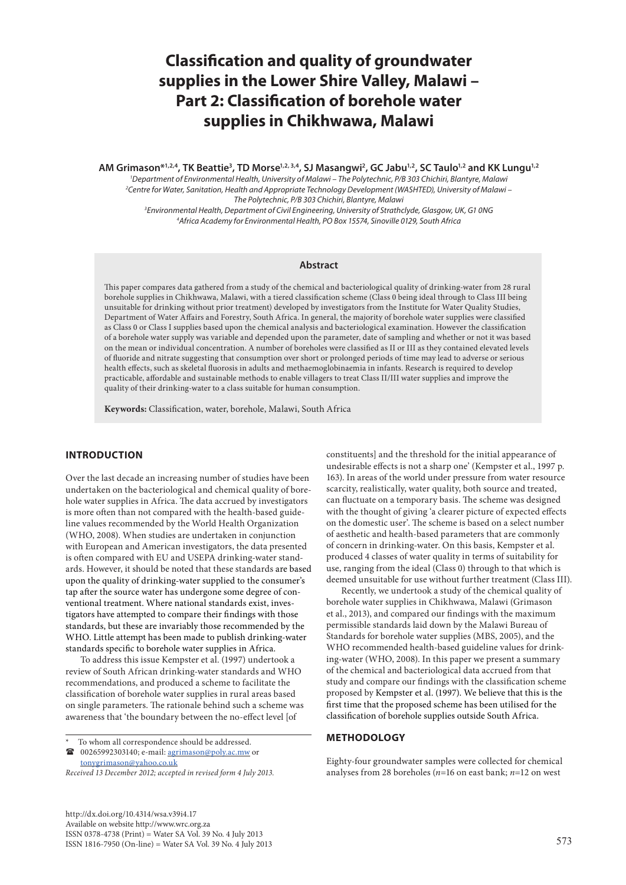# Classification and quality of groundwater supplies in the Lower Shire Valley, Malawi – Part 2: Classification of borehole water supplies in Chikhwawa, Malawi

**AM Grimason*[1,2,4], TK Beattie[3], TD Morse[1,2,3,4], SJ Masangwi[2], GC Jabu[1,2], SC Taulo[1,2] and KK Lungu[1,2]**

[1]*Department of Environmental Health, University of Malawi – The Polytechnic, P/B 303 Chichiri, Blantyre, Malawi*
[2]*Centre for Water, Sanitation, Health and Appropriate Technology Development (WASHTED), University of Malawi – The Polytechnic, P/B 303 Chichiri, Blantyre, Malawi*
[3]*Environmental Health, Department of Civil Engineering, University of Strathclyde, Glasgow, UK, G1 0NG*
[4]*Africa Academy for Environmental Health, PO Box 15574, Sinoville 0129, South Africa*

## Abstract

This paper compares data gathered from a study of the chemical and bacteriological quality of drinking-water from 28 rural borehole supplies in Chikhwawa, Malawi, with a tiered classification scheme (Class 0 being ideal through to Class III being unsuitable for drinking without prior treatment) developed by investigators from the Institute for Water Quality Studies, Department of Water Affairs and Forestry, South Africa. In general, the majority of borehole water supplies were classified as Class 0 or Class I supplies based upon the chemical analysis and bacteriological examination. However the classification of a borehole water supply was variable and depended upon the parameter, date of sampling and whether or not it was based on the mean or individual concentration. A number of boreholes were classified as II or III as they contained elevated levels of fluoride and nitrate suggesting that consumption over short or prolonged periods of time may lead to adverse or serious health effects, such as skeletal fluorosis in adults and methaemoglobinaemia in infants. Research is required to develop practicable, affordable and sustainable methods to enable villagers to treat Class II/III water supplies and improve the quality of their drinking-water to a class suitable for human consumption.

**Keywords:** Classification, water, borehole, Malawi, South Africa

## INTRODUCTION

Over the last decade an increasing number of studies have been undertaken on the bacteriological and chemical quality of borehole water supplies in Africa. The data accrued by investigators is more often than not compared with the health-based guideline values recommended by the World Health Organization (WHO, 2008). When studies are undertaken in conjunction with European and American investigators, the data presented is often compared with EU and USEPA drinking-water standards. However, it should be noted that these standards are based upon the quality of drinking-water supplied to the consumer's tap after the source water has undergone some degree of conventional treatment. Where national standards exist, investigators have attempted to compare their findings with those standards, but these are invariably those recommended by the WHO. Little attempt has been made to publish drinking-water standards specific to borehole water supplies in Africa.

To address this issue Kempster et al. (1997) undertook a review of South African drinking-water standards and WHO recommendations, and produced a scheme to facilitate the classification of borehole water supplies in rural areas based on single parameters. The rationale behind such a scheme was awareness that 'the boundary between the no-effect level [of constituents] and the threshold for the initial appearance of undesirable effects is not a sharp one' (Kempster et al., 1997 p. 163). In areas of the world under pressure from water resource scarcity, realistically, water quality, both source and treated, can fluctuate on a temporary basis. The scheme was designed with the thought of giving 'a clearer picture of expected effects on the domestic user'. The scheme is based on a select number of aesthetic and health-based parameters that are commonly of concern in drinking-water. On this basis, Kempster et al. produced 4 classes of water quality in terms of suitability for use, ranging from the ideal (Class 0) through to that which is deemed unsuitable for use without further treatment (Class III).

Recently, we undertook a study of the chemical quality of borehole water supplies in Chikhwawa, Malawi (Grimason et al., 2013), and compared our findings with the maximum permissible standards laid down by the Malawi Bureau of Standards for borehole water supplies (MBS, 2005), and the WHO recommended health-based guideline values for drinking-water (WHO, 2008). In this paper we present a summary of the chemical and bacteriological data accrued from that study and compare our findings with the classification scheme proposed by Kempster et al. (1997). We believe that this is the first time that the proposed scheme has been utilised for the classification of borehole supplies outside South Africa.

## METHODOLOGY

Eighty-four groundwater samples were collected for chemical analyses from 28 boreholes (*n*=16 on east bank; *n*=12 on west

\* To whom all correspondence should be addressed.
☎ 00265992303140; e-mail: agrimason@poly.ac.mw or tonygrimason@yahoo.co.uk

*Received 13 December 2012; accepted in revised form 4 July 2013.*

http://dx.doi.org/10.4314/wsa.v39i4.17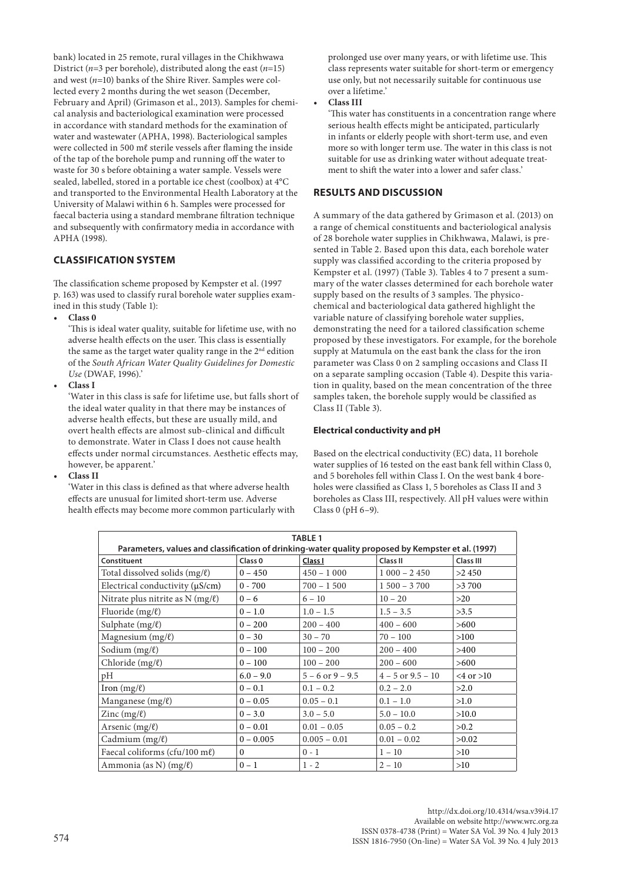bank) located in 25 remote, rural villages in the Chikhwawa District ($n$=3 per borehole), distributed along the east ($n$=15) and west ($n$=10) banks of the Shire River. Samples were collected every 2 months during the wet season (December, February and April) (Grimason et al., 2013). Samples for chemical analysis and bacteriological examination were processed in accordance with standard methods for the examination of water and wastewater (APHA, 1998). Bacteriological samples were collected in 500 mℓ sterile vessels after flaming the inside of the tap of the borehole pump and running off the water to waste for 30 s before obtaining a water sample. Vessels were sealed, labelled, stored in a portable ice chest (coolbox) at 4°C and transported to the Environmental Health Laboratory at the University of Malawi within 6 h. Samples were processed for faecal bacteria using a standard membrane filtration technique and subsequently with confirmatory media in accordance with APHA (1998).

## CLASSIFICATION SYSTEM

The classification scheme proposed by Kempster et al. (1997 p. 163) was used to classify rural borehole water supplies examined in this study (Table 1):

- **Class 0**

  'This is ideal water quality, suitable for lifetime use, with no adverse health effects on the user. This class is essentially the same as the target water quality range in the 2nd edition of the *South African Water Quality Guidelines for Domestic Use* (DWAF, 1996).'

- **Class I**

  'Water in this class is safe for lifetime use, but falls short of the ideal water quality in that there may be instances of adverse health effects, but these are usually mild, and overt health effects are almost sub-clinical and difficult to demonstrate. Water in Class I does not cause health effects under normal circumstances. Aesthetic effects may, however, be apparent.'

- **Class II**

  'Water in this class is defined as that where adverse health effects are unusual for limited short-term use. Adverse health effects may become more common particularly with prolonged use over many years, or with lifetime use. This class represents water suitable for short-term or emergency use only, but not necessarily suitable for continuous use over a lifetime.'

- **Class III**

  'This water has constituents in a concentration range where serious health effects might be anticipated, particularly in infants or elderly people with short-term use, and even more so with longer term use. The water in this class is not suitable for use as drinking water without adequate treatment to shift the water into a lower and safer class.'

## RESULTS AND DISCUSSION

A summary of the data gathered by Grimason et al. (2013) on a range of chemical constituents and bacteriological analysis of 28 borehole water supplies in Chikhwawa, Malawi, is presented in Table 2. Based upon this data, each borehole water supply was classified according to the criteria proposed by Kempster et al. (1997) (Table 3). Tables 4 to 7 present a summary of the water classes determined for each borehole water supply based on the results of 3 samples. The physicochemical and bacteriological data gathered highlight the variable nature of classifying borehole water supplies, demonstrating the need for a tailored classification scheme proposed by these investigators. For example, for the borehole supply at Matumula on the east bank the class for the iron parameter was Class 0 on 2 sampling occasions and Class II on a separate sampling occasion (Table 4). Despite this variation in quality, based on the mean concentration of the three samples taken, the borehole supply would be classified as Class II (Table 3).

### Electrical conductivity and pH

Based on the electrical conductivity (EC) data, 11 borehole water supplies of 16 tested on the east bank fell within Class 0, and 5 boreholes fell within Class I. On the west bank 4 boreholes were classified as Class 1, 5 boreholes as Class II and 3 boreholes as Class III, respectively. All pH values were within Class 0 (pH 6–9).

**TABLE 1**
**Parameters, values and classification of drinking-water quality proposed by Kempster et al. (1997)**

| Constituent | Class 0 | Class I | Class II | Class III |
|---|---|---|---|---|
| Total dissolved solids (mg/ℓ) | 0 – 450 | 450 – 1 000 | 1 000 – 2 450 | >2 450 |
| Electrical conductivity (µS/cm) | 0 - 700 | 700 – 1 500 | 1 500 – 3 700 | >3 700 |
| Nitrate plus nitrite as N (mg/ℓ) | 0 – 6 | 6 – 10 | 10 – 20 | >20 |
| Fluoride (mg/ℓ) | 0 – 1.0 | 1.0 – 1.5 | 1.5 – 3.5 | >3.5 |
| Sulphate (mg/ℓ) | 0 – 200 | 200 – 400 | 400 – 600 | >600 |
| Magnesium (mg/ℓ) | 0 – 30 | 30 – 70 | 70 – 100 | >100 |
| Sodium (mg/ℓ) | 0 – 100 | 100 – 200 | 200 – 400 | >400 |
| Chloride (mg/ℓ) | 0 – 100 | 100 – 200 | 200 – 600 | >600 |
| pH | 6.0 – 9.0 | 5 – 6 or 9 – 9.5 | 4 – 5 or 9.5 – 10 | <4 or >10 |
| Iron (mg/ℓ) | 0 – 0.1 | 0.1 – 0.2 | 0.2 – 2.0 | >2.0 |
| Manganese (mg/ℓ) | 0 – 0.05 | 0.05 – 0.1 | 0.1 – 1.0 | >1.0 |
| Zinc (mg/ℓ) | 0 – 3.0 | 3.0 – 5.0 | 5.0 – 10.0 | >10.0 |
| Arsenic (mg/ℓ) | 0 – 0.01 | 0.01 – 0.05 | 0.05 – 0.2 | >0.2 |
| Cadmium (mg/ℓ) | 0 – 0.005 | 0.005 – 0.01 | 0.01 – 0.02 | >0.02 |
| Faecal coliforms (cfu/100 mℓ) | 0 | 0 - 1 | 1 – 10 | >10 |
| Ammonia (as N) (mg/ℓ) | 0 – 1 | 1 - 2 | 2 – 10 | >10 |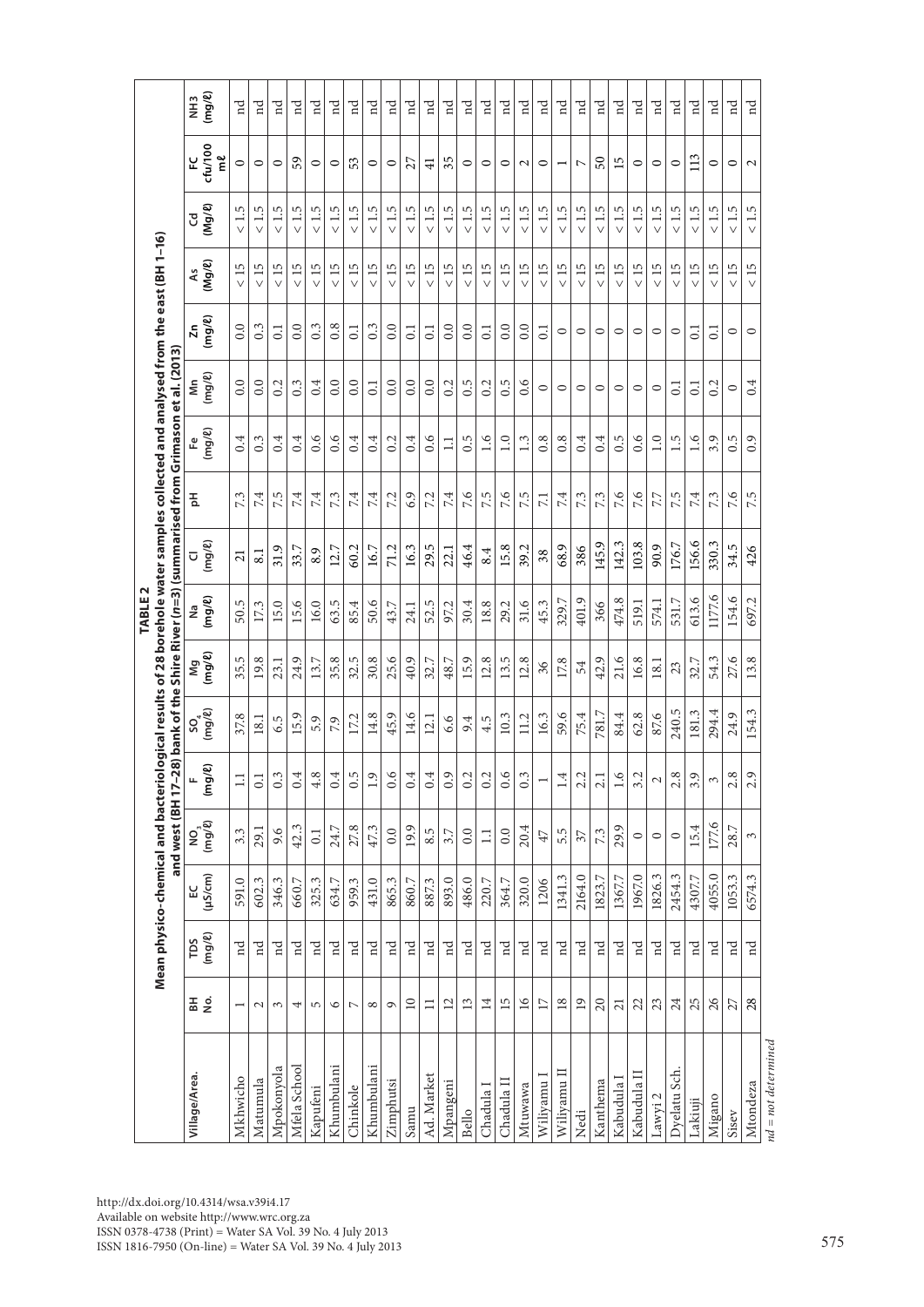**TABLE 2**

**Mean physico-chemical and bacteriological results of 28 borehole water samples collected and analysed from the east (BH 1–16) and west (BH 17–28) bank of the Shire River (n=3) (summarised from Grimason et al. (2013)**

| Village/Area. | BH No. | TDS (mg/ℓ) | EC (µS/cm) | $NO_3$ (mg/ℓ) | F (mg/ℓ) | $SO_4$ (mg/ℓ) | Mg (mg/ℓ) | Na (mg/ℓ) | Cl (mg/ℓ) | pH | Fe (mg/ℓ) | Mn (mg/ℓ) | Zn (mg/ℓ) | As (Mg/ℓ) | Cd (Mg/ℓ) | FC cfu/100 mℓ | NH3 (mg/ℓ) |
|---|---|---|---|---|---|---|---|---|---|---|---|---|---|---|---|---|---|
| Mkhwicho | 1 | nd | 591.0 | 3.3 | 1.1 | 37.8 | 35.5 | 50.5 | 21 | 7.3 | 0.4 | 0.0 | 0.0 | < 15 | < 1.5 | 0 | nd |
| Matumula | 2 | nd | 602.3 | 29.1 | 0.1 | 18.1 | 19.8 | 17.3 | 8.1 | 7.4 | 0.3 | 0.0 | 0.3 | < 15 | < 1.5 | 0 | nd |
| Mpokonyola | 3 | nd | 346.3 | 9.6 | 0.3 | 6.5 | 23.1 | 15.0 | 31.9 | 7.5 | 0.4 | 0.2 | 0.1 | < 15 | < 1.5 | 0 | nd |
| Mfela School | 4 | nd | 660.7 | 42.3 | 0.4 | 15.9 | 24.9 | 15.6 | 33.7 | 7.4 | 0.4 | 0.3 | 0.0 | < 15 | < 1.5 | 59 | nd |
| Kapufeni | 5 | nd | 325.3 | 0.1 | 4.8 | 5.9 | 13.7 | 16.0 | 8.9 | 7.4 | 0.6 | 0.4 | 0.3 | < 15 | < 1.5 | 0 | nd |
| Khumbulani | 6 | nd | 634.7 | 24.7 | 0.4 | 7.9 | 35.8 | 63.5 | 12.7 | 7.3 | 0.6 | 0.0 | 0.8 | < 15 | < 1.5 | 0 | nd |
| Chinkole | 7 | nd | 959.3 | 27.8 | 0.5 | 17.2 | 32.5 | 85.4 | 60.2 | 7.4 | 0.4 | 0.0 | 0.1 | < 15 | < 1.5 | 53 | nd |
| Khumbulani | 8 | nd | 431.0 | 47.3 | 1.9 | 14.8 | 30.8 | 50.6 | 16.7 | 7.4 | 0.4 | 0.1 | 0.3 | < 15 | < 1.5 | 0 | nd |
| Zimphutsi | 9 | nd | 865.3 | 0.0 | 0.6 | 45.9 | 25.6 | 43.7 | 71.2 | 7.2 | 0.2 | 0.0 | 0.0 | < 15 | < 1.5 | 0 | nd |
| Samu | 10 | nd | 860.7 | 19.9 | 0.4 | 14.6 | 40.9 | 24.1 | 16.3 | 6.9 | 0.4 | 0.0 | 0.1 | < 15 | < 1.5 | 27 | nd |
| Ad. Market | 11 | nd | 887.3 | 8.5 | 0.4 | 12.1 | 32.7 | 52.5 | 29.5 | 7.2 | 0.6 | 0.0 | 0.1 | < 15 | < 1.5 | 41 | nd |
| Mpangeni | 12 | nd | 893.0 | 3.7 | 0.9 | 6.6 | 48.7 | 97.2 | 22.1 | 7.4 | 1.1 | 0.2 | 0.0 | < 15 | < 1.5 | 35 | nd |
| Bello | 13 | nd | 486.0 | 0.0 | 0.2 | 9.4 | 15.9 | 30.4 | 46.4 | 7.6 | 0.5 | 0.5 | 0.0 | < 15 | < 1.5 | 0 | nd |
| Chadula I | 14 | nd | 220.7 | 1.1 | 0.2 | 4.5 | 12.8 | 18.8 | 8.4 | 7.5 | 1.6 | 0.2 | 0.1 | < 15 | < 1.5 | 0 | nd |
| Chadula II | 15 | nd | 364.7 | 0.0 | 0.6 | 10.3 | 13.5 | 29.2 | 15.8 | 7.6 | 1.0 | 0.5 | 0.0 | < 15 | < 1.5 | 0 | nd |
| Mtuwawa | 16 | nd | 320.0 | 20.4 | 0.3 | 11.2 | 12.8 | 31.6 | 39.2 | 7.5 | 1.3 | 0.6 | 0.0 | < 15 | < 1.5 | 2 | nd |
| Wiliyamu I | 17 | nd | 1206 | 47 | 1 | 16.3 | 36 | 45.3 | 38 | 7.1 | 0.8 | 0 | 0.1 | < 15 | < 1.5 | 0 | nd |
| Wiliyamu II | 18 | nd | 1341.3 | 5.5 | 1.4 | 59.6 | 17.8 | 329.7 | 68.9 | 7.4 | 0.8 | 0 | 0 | < 15 | < 1.5 | 1 | nd |
| Nedi | 19 | nd | 2164.0 | 37 | 2.2 | 75.4 | 54 | 401.9 | 386 | 7.3 | 0.4 | 0 | 0 | < 15 | < 1.5 | 7 | nd |
| Kanthema | 20 | nd | 1823.7 | 7.3 | 2.1 | 781.7 | 42.9 | 366 | 145.9 | 7.3 | 0.4 | 0 | 0 | < 15 | < 1.5 | 50 | nd |
| Kabudula I | 21 | nd | 1367.7 | 29.9 | 1.6 | 84.4 | 21.6 | 474.8 | 142.3 | 7.6 | 0.5 | 0 | 0 | < 15 | < 1.5 | 15 | nd |
| Kabudula II | 22 | nd | 1967.0 | 0 | 3.2 | 62.8 | 16.8 | 519.1 | 103.8 | 7.6 | 0.6 | 0 | 0 | < 15 | < 1.5 | 0 | nd |
| Lawyi 2 | 23 | nd | 1826.3 | 0 | 2 | 87.6 | 18.1 | 574.1 | 90.9 | 7.7 | 1.0 | 0 | 0 | < 15 | < 1.5 | 0 | nd |
| Dyelatu Sch. | 24 | nd | 2454.3 | 0 | 2.8 | 240.5 | 23 | 531.7 | 176.7 | 7.5 | 1.5 | 0.1 | 0 | < 15 | < 1.5 | 0 | nd |
| Lakiuji | 25 | nd | 4307.7 | 15.4 | 3.9 | 181.3 | 32.7 | 613.6 | 156.6 | 7.4 | 1.6 | 0.1 | 0.1 | < 15 | < 1.5 | 113 | nd |
| Migano | 26 | nd | 4055.0 | 177.6 | 3 | 294.4 | 54.3 | 1177.6 | 330.3 | 7.3 | 3.9 | 0.2 | 0.1 | < 15 | < 1.5 | 0 | nd |
| Sisev | 27 | nd | 1053.3 | 28.7 | 2.8 | 24.9 | 27.6 | 154.6 | 34.5 | 7.6 | 0.5 | 0 | 0 | < 15 | < 1.5 | 0 | nd |
| Mtondeza | 28 | nd | 6574.3 | 3 | 2.9 | 154.3 | 13.8 | 697.2 | 426 | 7.5 | 0.9 | 0.4 | 0 | < 15 | < 1.5 | 2 | nd |

*nd = not determined*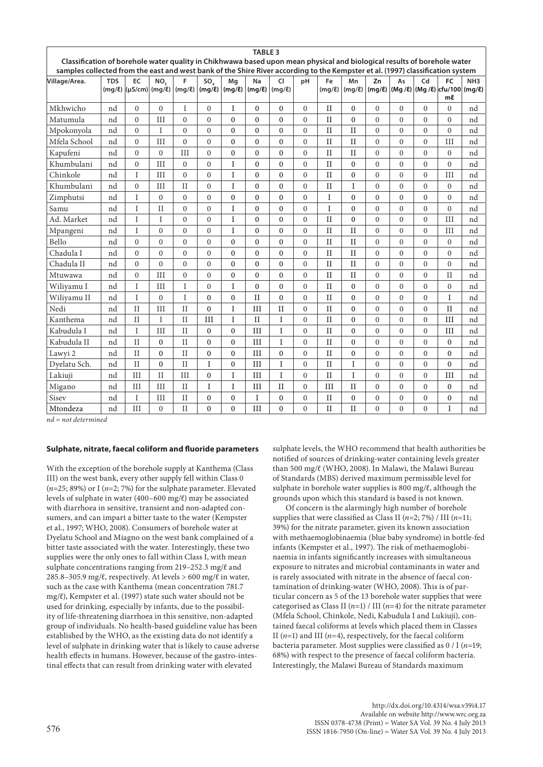**TABLE 3**

**Classification of borehole water quality in Chikhwawa based upon mean physical and biological results of borehole water samples collected from the east and west bank of the Shire River according to the Kempster et al. (1997) classification system**

| Village/Area. | TDS (mg/ℓ) | EC (µS/cm) | $NO_3$ (mg/ℓ) | F (mg/ℓ) | $SO_4$ (mg/ℓ) | Mg (mg/ℓ) | Na (mg/ℓ) | Cl (mg/ℓ) | pH | Fe (mg/ℓ) | Mn (mg/ℓ) | Zn (mg/ℓ) | As (Mg /ℓ) | Cd (Mg /ℓ) | FC cfu/100 mℓ | NH3 (mg/ℓ) |
|---|---|---|---|---|---|---|---|---|---|---|---|---|---|---|---|---|
| Mkhwicho | nd | 0 | 0 | I | 0 | I | 0 | 0 | 0 | II | 0 | 0 | 0 | 0 | 0 | nd |
| Matumula | nd | 0 | III | 0 | 0 | 0 | 0 | 0 | 0 | II | 0 | 0 | 0 | 0 | 0 | nd |
| Mpokonyola | nd | 0 | I | 0 | 0 | 0 | 0 | 0 | 0 | II | II | 0 | 0 | 0 | 0 | nd |
| Mfela School | nd | 0 | III | 0 | 0 | 0 | 0 | 0 | 0 | II | II | 0 | 0 | 0 | III | nd |
| Kapufeni | nd | 0 | 0 | III | 0 | 0 | 0 | 0 | 0 | II | II | 0 | 0 | 0 | 0 | nd |
| Khumbulani | nd | 0 | III | 0 | 0 | I | 0 | 0 | 0 | II | 0 | 0 | 0 | 0 | 0 | nd |
| Chinkole | nd | I | III | 0 | 0 | I | 0 | 0 | 0 | II | 0 | 0 | 0 | 0 | III | nd |
| Khumbulani | nd | 0 | III | II | 0 | I | 0 | 0 | 0 | II | I | 0 | 0 | 0 | 0 | nd |
| Zimphutsi | nd | I | 0 | 0 | 0 | 0 | 0 | 0 | 0 | I | 0 | 0 | 0 | 0 | 0 | nd |
| Samu | nd | I | II | 0 | 0 | I | 0 | 0 | 0 | I | 0 | 0 | 0 | 0 | 0 | nd |
| Ad. Market | nd | I | I | 0 | 0 | I | 0 | 0 | 0 | II | 0 | 0 | 0 | 0 | III | nd |
| Mpangeni | nd | I | 0 | 0 | 0 | I | 0 | 0 | 0 | II | II | 0 | 0 | 0 | III | nd |
| Bello | nd | 0 | 0 | 0 | 0 | 0 | 0 | 0 | 0 | II | II | 0 | 0 | 0 | 0 | nd |
| Chadula I | nd | 0 | 0 | 0 | 0 | 0 | 0 | 0 | 0 | II | II | 0 | 0 | 0 | 0 | nd |
| Chadula II | nd | 0 | 0 | 0 | 0 | 0 | 0 | 0 | 0 | II | II | 0 | 0 | 0 | 0 | nd |
| Mtuwawa | nd | 0 | III | 0 | 0 | 0 | 0 | 0 | 0 | II | II | 0 | 0 | 0 | II | nd |
| Wiliyamu I | nd | I | III | I | 0 | I | 0 | 0 | 0 | II | 0 | 0 | 0 | 0 | 0 | nd |
| Wiliyamu II | nd | I | 0 | I | 0 | 0 | II | 0 | 0 | II | 0 | 0 | 0 | 0 | I | nd |
| Nedi | nd | II | III | II | 0 | I | III | II | 0 | II | 0 | 0 | 0 | 0 | II | nd |
| Kanthema | nd | II | I | II | III | I | II | I | 0 | II | 0 | 0 | 0 | 0 | III | nd |
| Kabudula I | nd | I | III | II | 0 | 0 | III | I | 0 | II | 0 | 0 | 0 | 0 | III | nd |
| Kabudula II | nd | II | 0 | II | 0 | 0 | III | I | 0 | II | 0 | 0 | 0 | 0 | 0 | nd |
| Lawyi 2 | nd | II | 0 | II | 0 | 0 | III | 0 | 0 | II | 0 | 0 | 0 | 0 | 0 | nd |
| Dyelatu Sch. | nd | II | 0 | II | I | 0 | III | I | 0 | II | I | 0 | 0 | 0 | 0 | nd |
| Lakiuji | nd | III | II | III | 0 | I | III | I | 0 | II | I | 0 | 0 | 0 | III | nd |
| Migano | nd | III | III | II | I | I | III | II | 0 | III | II | 0 | 0 | 0 | 0 | nd |
| Sisev | nd | I | III | II | 0 | 0 | I | 0 | 0 | II | 0 | 0 | 0 | 0 | 0 | nd |
| Mtondeza | nd | III | 0 | II | 0 | 0 | III | 0 | 0 | II | II | 0 | 0 | 0 | I | nd |

*nd = not determined*

### Sulphate, nitrate, faecal coliform and fluoride parameters

With the exception of the borehole supply at Kanthema (Class III) on the west bank, every other supply fell within Class 0 ($n$=25; 89%) or I ($n$=2; 7%) for the sulphate parameter. Elevated levels of sulphate in water (400–600 mg/ℓ) may be associated with diarrhoea in sensitive, transient and non-adapted consumers, and can impart a bitter taste to the water (Kempster et al., 1997; WHO, 2008). Consumers of borehole water at Dyelatu School and Miagno on the west bank complained of a bitter taste associated with the water. Interestingly, these two supplies were the only ones to fall within Class I, with mean sulphate concentrations ranging from 219–252.3 mg/ℓ and 285.8–305.9 mg/ℓ, respectively. At levels > 600 mg/ℓ in water, such as the case with Kanthema (mean concentration 781.7 mg/ℓ), Kempster et al. (1997) state such water should not be used for drinking, especially by infants, due to the possibility of life-threatening diarrhoea in this sensitive, non-adapted group of individuals. No health-based guideline value has been established by the WHO, as the existing data do not identify a level of sulphate in drinking water that is likely to cause adverse health effects in humans. However, because of the gastro-intestinal effects that can result from drinking water with elevated sulphate levels, the WHO recommend that health authorities be notified of sources of drinking-water containing levels greater than 500 mg/ℓ (WHO, 2008). In Malawi, the Malawi Bureau of Standards (MBS) derived maximum permissible level for sulphate in borehole water supplies is 800 mg/ℓ, although the grounds upon which this standard is based is not known.

Of concern is the alarmingly high number of borehole supplies that were classified as Class II ($n$=2; 7%) / III ($n$=11; 39%) for the nitrate parameter, given its known association with methaemoglobinaemia (blue baby syndrome) in bottle-fed infants (Kempster et al., 1997). The risk of methaemoglobinaemia in infants significantly increases with simultaneous exposure to nitrates and microbial contaminants in water and is rarely associated with nitrate in the absence of faecal contamination of drinking-water (WHO, 2008). This is of particular concern as 5 of the 13 borehole water supplies that were categorised as Class II ($n$=1) / III ($n$=4) for the nitrate parameter (Mfela School, Chinkole, Nedi, Kabudula I and Lukiuji), contained faecal coliforms at levels which placed them in Classes II ($n$=1) and III ($n$=4), respectively, for the faecal coliform bacteria parameter. Most supplies were classified as 0 / I ($n$=19; 68%) with respect to the presence of faecal coliform bacteria. Interestingly, the Malawi Bureau of Standards maximum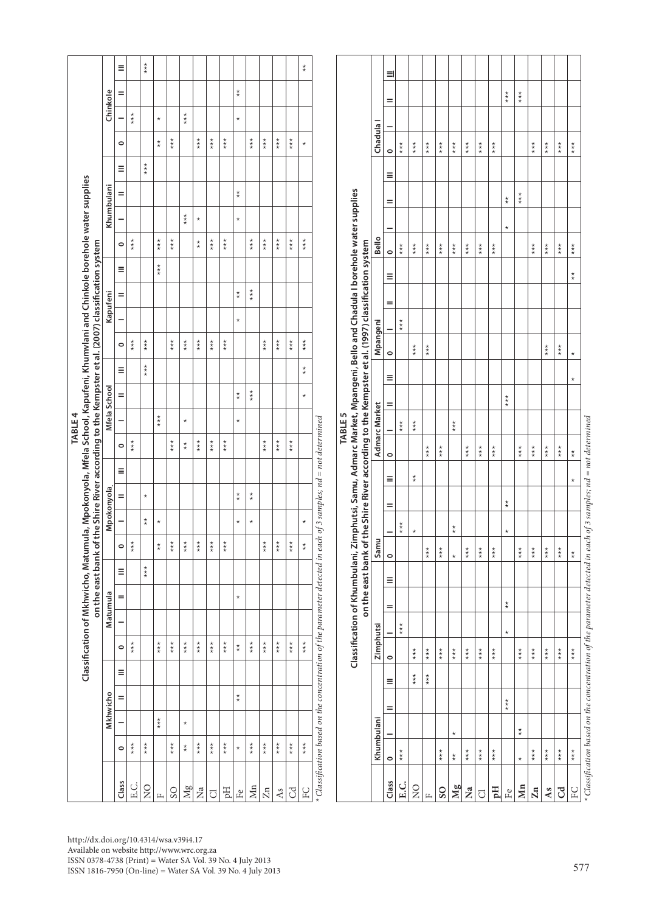**TABLE 4**

**Classification of Mkhwicho, Matumula, Mpokonyola, Mfela School, Kapufeni, Khumvlani and Chinkole borehole water supplies on the east bank of the Shire River according to the Kempster et al. (2007) classification system**

| | Mkhwicho | | | | Matumula | | | | Mpokonyola | | | | Mfela School | | | | Kapufeni | | | | Khumbulani | | | | Chinkole | | | |
|---|---|---|---|---|---|---|---|---|---|---|---|---|---|---|---|---|---|---|---|---|---|---|---|---|---|---|---|---|
| Class | 0 | I | II | III | 0 | I | II | III | 0 | I | II | III | 0 | I | II | III | 0 | I | II | III | 0 | I | II | III | 0 | I | II | III |
| E.C. | *** | | | | *** | | | | *** | | | | *** | | | | *** | | | | *** | | | | | *** | | |
| NO | *** | | | | | | | *** | | ** | * | | | | | *** | *** | | | | | | | *** | | | | *** |
| F | | *** | | | *** | | | | ** | * | | | | *** | | | | | | *** | *** | | | | ** | * | | |
| SO | *** | | | | *** | | | | *** | | | | *** | | | | *** | | | | *** | | | | *** | | | |
| Mg | ** | * | | | *** | | | | *** | | | | ** | * | | | *** | | | | | *** | | | | *** | | |
| Na | *** | | | | *** | | | | *** | | | | *** | | | | *** | | | | ** | * | | | *** | | | |
| Cl | *** | | | | *** | | | | *** | | | | *** | | | | *** | | | | *** | | | | *** | | | |
| pH | *** | | | | *** | | | | *** | | | | *** | | | | *** | | | | *** | | | | *** | | | |
| Fe | * | | ** | | ** | | * | | | * | ** | | | * | ** | | | * | ** | | | * | ** | | | * | ** | |
| Mn | *** | | | | *** | | | | | * | ** | | | | *** | | | | *** | | *** | | | | *** | | | |
| Zn | *** | | | | *** | | | | *** | | | | *** | | | | *** | | | | *** | | | | *** | | | |
| As | *** | | | | *** | | | | *** | | | | *** | | | | *** | | | | *** | | | | *** | | | |
| Cd | *** | | | | *** | | | | *** | | | | *** | | | | *** | | | | *** | | | | *** | | | |
| FC | *** | | | | *** | | | | ** | * | | | | | * | ** | *** | | | | *** | | | | * | | | ** |

*\* Classification based on the concentration of the parameter detected in each of 3 samples; nd = not determined*

**TABLE 5**

**Classification of Khumbulani, Zimphutsi, Samu, Admarc Market, Mpangeni, Bello and Chadula I borehole water supplies on the east bank of the Shire River according to the Kempster et al. (1997) classification system**

| | Khumbulani | | | | Zimphutsi | | | | Samu | | | | Admarc Market | | | | Mpangeni | | | | Bello | | | | Chadula I | | | |
|---|---|---|---|---|---|---|---|---|---|---|---|---|---|---|---|---|---|---|---|---|---|---|---|---|---|---|---|---|
| Class | 0 | I | II | III | 0 | I | II | III | 0 | I | II | III | 0 | I | II | III | 0 | I | II | III | 0 | I | II | III | 0 | I | II | III |
| E.C. | *** | | | | | *** | | | | *** | | | | *** | | | | *** | | | *** | | | | *** | | | |
| NO | | | | *** | *** | | | | | * | | ** | | *** | | | *** | | | | *** | | | | *** | | | |
| F | | | | *** | *** | | | | *** | | | | *** | | | | *** | | | | *** | | | | *** | | | |
| SO | *** | | | | *** | | | | *** | | | | *** | | | | | | | | *** | | | | *** | | | |
| Mg | ** | * | | | *** | | | | * | ** | | | | *** | | | | | | | *** | | | | *** | | | |
| Na | *** | | | | *** | | | | *** | | | | *** | | | | | | | | *** | | | | *** | | | |
| Cl | *** | | | | *** | | | | *** | | | | *** | | | | | | | | *** | | | | *** | | | |
| pH | *** | | | | *** | | | | *** | | | | *** | | | | | | | | *** | | | | *** | | | |
| Fe | | | *** | | | * | ** | | | * | ** | | | | *** | | | | | | | * | ** | | | | *** | |
| Mn | * | ** | | | *** | | | | *** | | | | *** | | | | | | | | | | *** | | | | *** | |
| Zn | *** | | | | *** | | | | *** | | | | *** | | | | | | | | *** | | | | *** | | | |
| As | *** | | | | *** | | | | *** | | | | *** | | | | *** | | | | *** | | | | *** | | | |
| Cd | *** | | | | *** | | | | *** | | | | *** | | | | *** | | | | *** | | | | *** | | | |
| FC | *** | | | | *** | | | | ** | | * | | ** | | | * | * | | | ** | *** | | | | *** | | | |

*\* Classification based on the concentration of the parameter detected in each of 3 samples; nd = not determined*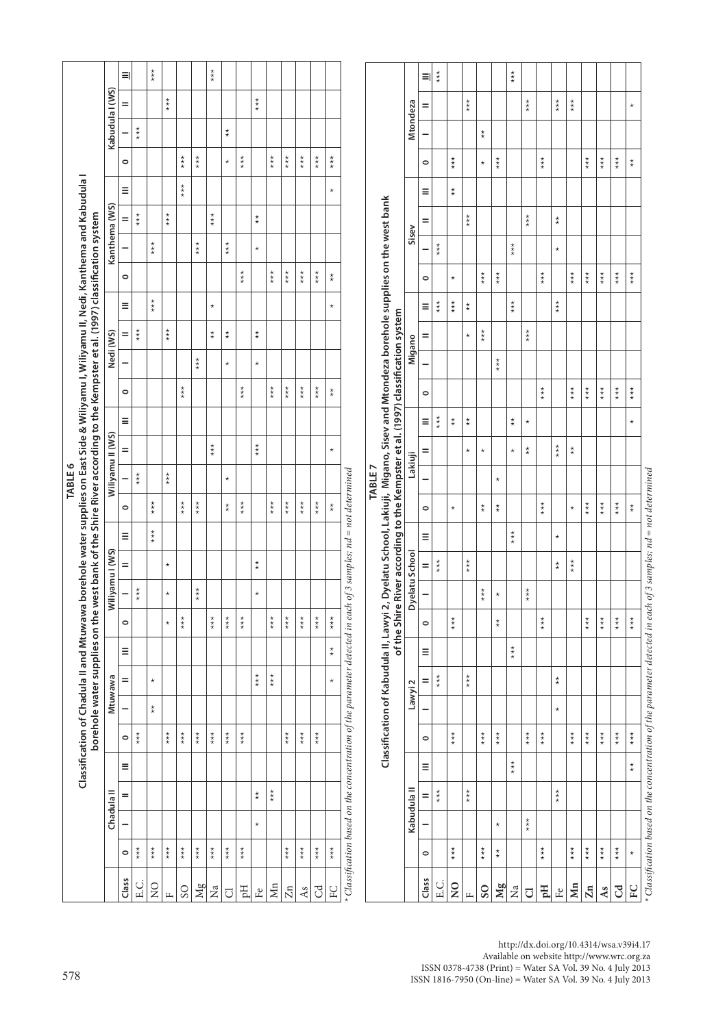**TABLE 6**
**Classification of Chadula II and Mtuwawa borehole water supplies on East Side & Wiliyamu I, Wiliyamu II, Nedi, Kanthema and Kabudula I borehole water supplies on the west bank of the Shire River according to the Kempster et al. (1997) classification system**

| Class | Chadula II | | | | Mtuwawa | | | | Wiliyamu I (WS) | | | | Wiliyamu II (WS) | | | | Nedi (WS) | | | | Kanthema (WS) | | | | Kabudula I (WS) | | | |
|---|---|---|---|---|---|---|---|---|---|---|---|---|---|---|---|---|---|---|---|---|---|---|---|---|---|---|---|---|
| | 0 | I | II | III | 0 | I | II | III | 0 | I | II | III | 0 | I | II | III | 0 | I | II | III | 0 | I | II | III | 0 | I | II | III |
| E.C. | *** | | | | *** | | | | | *** | | | | *** | | | | | *** | | | | *** | | | *** | | |
| NO | *** | | | | | ** | * | | | | | *** | *** | | | | | | | *** | | *** | | | | | | *** |
| F | *** | | | | *** | | | | * | * | * | | | *** | | | | | *** | | | | *** | | | | *** | |
| SO | *** | | | | *** | | | | *** | | | | *** | | | | *** | | | | | | | *** | *** | | | |
| Mg | *** | | | | *** | | | | | *** | | | *** | | | | | *** | | | | *** | | | *** | | | |
| Na | *** | | | | *** | | | | *** | | | | | | *** | | | | ** | * | | | *** | | | | | *** |
| Cl | *** | | | | *** | | | | *** | | | | ** | * | | | | * | ** | | | *** | | | * | ** | | |
| pH | *** | | | | *** | | | | *** | | | | *** | | | | *** | | | | *** | | | | *** | | | |
| Fe | | * | ** | | | | *** | | | * | ** | | | | *** | | | * | ** | | | * | ** | | | | *** | |
| Mn | | | *** | | | | *** | | *** | | | | *** | | | | *** | | | | *** | | | | *** | | | |
| Zn | *** | | | | *** | | | | *** | | | | *** | | | | *** | | | | *** | | | | *** | | | |
| As | *** | | | | *** | | | | *** | | | | *** | | | | *** | | | | *** | | | | *** | | | |
| Cd | *** | | | | *** | | | | *** | | | | *** | | | | *** | | | | *** | | | | *** | | | |
| FC | *** | | | | | | * | ** | *** | | | | ** | | * | | ** | | | * | ** | | | * | *** | | | |

* *Classification based on the concentration of the parameter detected in each of 3 samples; nd = not determined*

**TABLE 7**
**Classification of Kabudula II, Lawyi 2, Dyelatu School, Lakiuji, Migano, Sisev and Mtondeza borehole supplies on the west bank of the Shire River according to the Kempster et al. (1997) classification system**

| Class | Kabudula II | | | | Lawyi 2 | | | | Dyelatu School | | | | Lakiuji | | | | Migano | | | | Sisev | | | | Mtondeza | | | |
|---|---|---|---|---|---|---|---|---|---|---|---|---|---|---|---|---|---|---|---|---|---|---|---|---|---|---|---|---|
| | 0 | I | II | III | 0 | I | II | III | 0 | I | II | III | 0 | I | II | III | 0 | I | II | III | 0 | I | II | III | 0 | I | II | III |
| E.C. | | | *** | | | | *** | | | | *** | | | | | *** | | | | *** | | *** | | | | | | *** |
| NO | *** | | | | *** | | | | *** | | | | * | | | ** | | | | *** | * | | | ** | *** | | | |
| F | | | *** | | | | *** | | | | *** | | | | * | ** | | | * | ** | | | *** | | | | *** | |
| SO | *** | | | | *** | | | | | *** | | | ** | | * | | | | *** | | *** | | | | * | ** | | |
| Mg | ** | * | | | *** | | | | ** | * | | | ** | * | | | | *** | | | *** | | | | *** | | | |
| Na | | | | *** | | | | *** | | | | *** | | | * | ** | | | | *** | | *** | | | | | | *** |
| Cl | | *** | | | *** | | | | | *** | | | | | ** | * | | | *** | | | | *** | | | | *** | |
| pH | *** | | | | *** | | | | *** | | | | *** | | | | *** | | | | *** | | | | *** | | | |
| Fe | | | *** | | | * | ** | | | | ** | * | | | *** | | | | | *** | | * | ** | | | | *** | |
| Mn | *** | | | | *** | | | | | | *** | | * | | ** | | *** | | | | *** | | | | | | *** | |
| Zn | *** | | | | *** | | | | *** | | | | *** | | | | *** | | | | *** | | | | *** | | | |
| As | *** | | | | *** | | | | *** | | | | *** | | | | *** | | | | *** | | | | *** | | | |
| Cd | *** | | | | *** | | | | *** | | | | *** | | | | *** | | | | *** | | | | *** | | | |
| FC | * | | | ** | *** | | | | *** | | | | ** | | | * | *** | | | | *** | | | | ** | | * | |

* *Classification based on the concentration of the parameter detected in each of 3 samples; nd = not determined*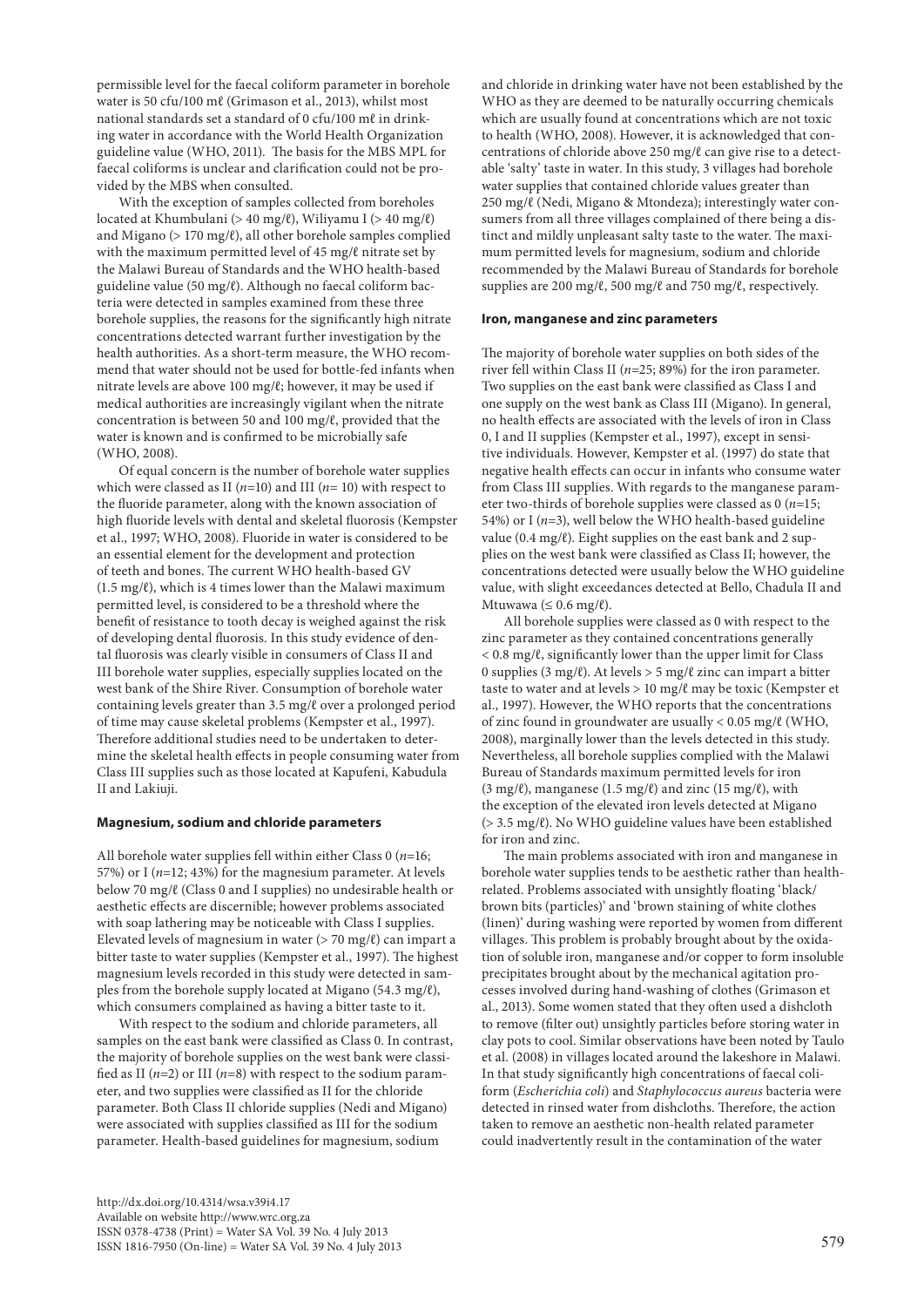permissible level for the faecal coliform parameter in borehole water is 50 cfu/100 mℓ (Grimason et al., 2013), whilst most national standards set a standard of 0 cfu/100 mℓ in drinking water in accordance with the World Health Organization guideline value (WHO, 2011). The basis for the MBS MPL for faecal coliforms is unclear and clarification could not be provided by the MBS when consulted.

With the exception of samples collected from boreholes located at Khumbulani (> 40 mg/ℓ), Wiliyamu I (> 40 mg/ℓ) and Migano (> 170 mg/ℓ), all other borehole samples complied with the maximum permitted level of 45 mg/ℓ nitrate set by the Malawi Bureau of Standards and the WHO health-based guideline value (50 mg/ℓ). Although no faecal coliform bacteria were detected in samples examined from these three borehole supplies, the reasons for the significantly high nitrate concentrations detected warrant further investigation by the health authorities. As a short-term measure, the WHO recommend that water should not be used for bottle-fed infants when nitrate levels are above 100 mg/ℓ; however, it may be used if medical authorities are increasingly vigilant when the nitrate concentration is between 50 and 100 mg/ℓ, provided that the water is known and is confirmed to be microbially safe (WHO, 2008).

Of equal concern is the number of borehole water supplies which were classed as II (*n*=10) and III (*n*= 10) with respect to the fluoride parameter, along with the known association of high fluoride levels with dental and skeletal fluorosis (Kempster et al., 1997; WHO, 2008). Fluoride in water is considered to be an essential element for the development and protection of teeth and bones. The current WHO health-based GV (1.5 mg/ℓ), which is 4 times lower than the Malawi maximum permitted level, is considered to be a threshold where the benefit of resistance to tooth decay is weighed against the risk of developing dental fluorosis. In this study evidence of dental fluorosis was clearly visible in consumers of Class II and III borehole water supplies, especially supplies located on the west bank of the Shire River. Consumption of borehole water containing levels greater than 3.5 mg/ℓ over a prolonged period of time may cause skeletal problems (Kempster et al., 1997). Therefore additional studies need to be undertaken to determine the skeletal health effects in people consuming water from Class III supplies such as those located at Kapufeni, Kabudula II and Lakiuji.

#### Magnesium, sodium and chloride parameters

All borehole water supplies fell within either Class 0 (*n*=16; 57%) or I (*n*=12; 43%) for the magnesium parameter. At levels below 70 mg/ℓ (Class 0 and I supplies) no undesirable health or aesthetic effects are discernible; however problems associated with soap lathering may be noticeable with Class I supplies. Elevated levels of magnesium in water (> 70 mg/ℓ) can impart a bitter taste to water supplies (Kempster et al., 1997). The highest magnesium levels recorded in this study were detected in samples from the borehole supply located at Migano (54.3 mg/ℓ), which consumers complained as having a bitter taste to it.

With respect to the sodium and chloride parameters, all samples on the east bank were classified as Class 0. In contrast, the majority of borehole supplies on the west bank were classified as II (*n*=2) or III (*n*=8) with respect to the sodium parameter, and two supplies were classified as II for the chloride parameter. Both Class II chloride supplies (Nedi and Migano) were associated with supplies classified as III for the sodium parameter. Health-based guidelines for magnesium, sodium and chloride in drinking water have not been established by the WHO as they are deemed to be naturally occurring chemicals which are usually found at concentrations which are not toxic to health (WHO, 2008). However, it is acknowledged that concentrations of chloride above 250 mg/ℓ can give rise to a detectable 'salty' taste in water. In this study, 3 villages had borehole water supplies that contained chloride values greater than 250 mg/ℓ (Nedi, Migano & Mtondeza); interestingly water consumers from all three villages complained of there being a distinct and mildly unpleasant salty taste to the water. The maximum permitted levels for magnesium, sodium and chloride recommended by the Malawi Bureau of Standards for borehole supplies are 200 mg/ℓ, 500 mg/ℓ and 750 mg/ℓ, respectively.

#### Iron, manganese and zinc parameters

The majority of borehole water supplies on both sides of the river fell within Class II (*n*=25; 89%) for the iron parameter. Two supplies on the east bank were classified as Class I and one supply on the west bank as Class III (Migano). In general, no health effects are associated with the levels of iron in Class 0, I and II supplies (Kempster et al., 1997), except in sensitive individuals. However, Kempster et al. (1997) do state that negative health effects can occur in infants who consume water from Class III supplies. With regards to the manganese parameter two-thirds of borehole supplies were classed as 0 (*n*=15; 54%) or I (*n*=3), well below the WHO health-based guideline value (0.4 mg/ℓ). Eight supplies on the east bank and 2 supplies on the west bank were classified as Class II; however, the concentrations detected were usually below the WHO guideline value, with slight exceedances detected at Bello, Chadula II and Mtuwawa (≤ 0.6 mg/ℓ).

All borehole supplies were classed as 0 with respect to the zinc parameter as they contained concentrations generally < 0.8 mg/ℓ, significantly lower than the upper limit for Class 0 supplies (3 mg/ℓ). At levels > 5 mg/ℓ zinc can impart a bitter taste to water and at levels > 10 mg/ℓ may be toxic (Kempster et al., 1997). However, the WHO reports that the concentrations of zinc found in groundwater are usually < 0.05 mg/ℓ (WHO, 2008), marginally lower than the levels detected in this study. Nevertheless, all borehole supplies complied with the Malawi Bureau of Standards maximum permitted levels for iron (3 mg/ℓ), manganese (1.5 mg/ℓ) and zinc (15 mg/ℓ), with the exception of the elevated iron levels detected at Migano (> 3.5 mg/ℓ). No WHO guideline values have been established for iron and zinc.

The main problems associated with iron and manganese in borehole water supplies tends to be aesthetic rather than health-related. Problems associated with unsightly floating 'black/brown bits (particles)' and 'brown staining of white clothes (linen)' during washing were reported by women from different villages. This problem is probably brought about by the oxidation of soluble iron, manganese and/or copper to form insoluble precipitates brought about by the mechanical agitation processes involved during hand-washing of clothes (Grimason et al., 2013). Some women stated that they often used a dishcloth to remove (filter out) unsightly particles before storing water in clay pots to cool. Similar observations have been noted by Taulo et al. (2008) in villages located around the lakeshore in Malawi. In that study significantly high concentrations of faecal coliform (*Escherichia coli*) and *Staphylococcus aureus* bacteria were detected in rinsed water from dishcloths. Therefore, the action taken to remove an aesthetic non-health related parameter could inadvertently result in the contamination of the water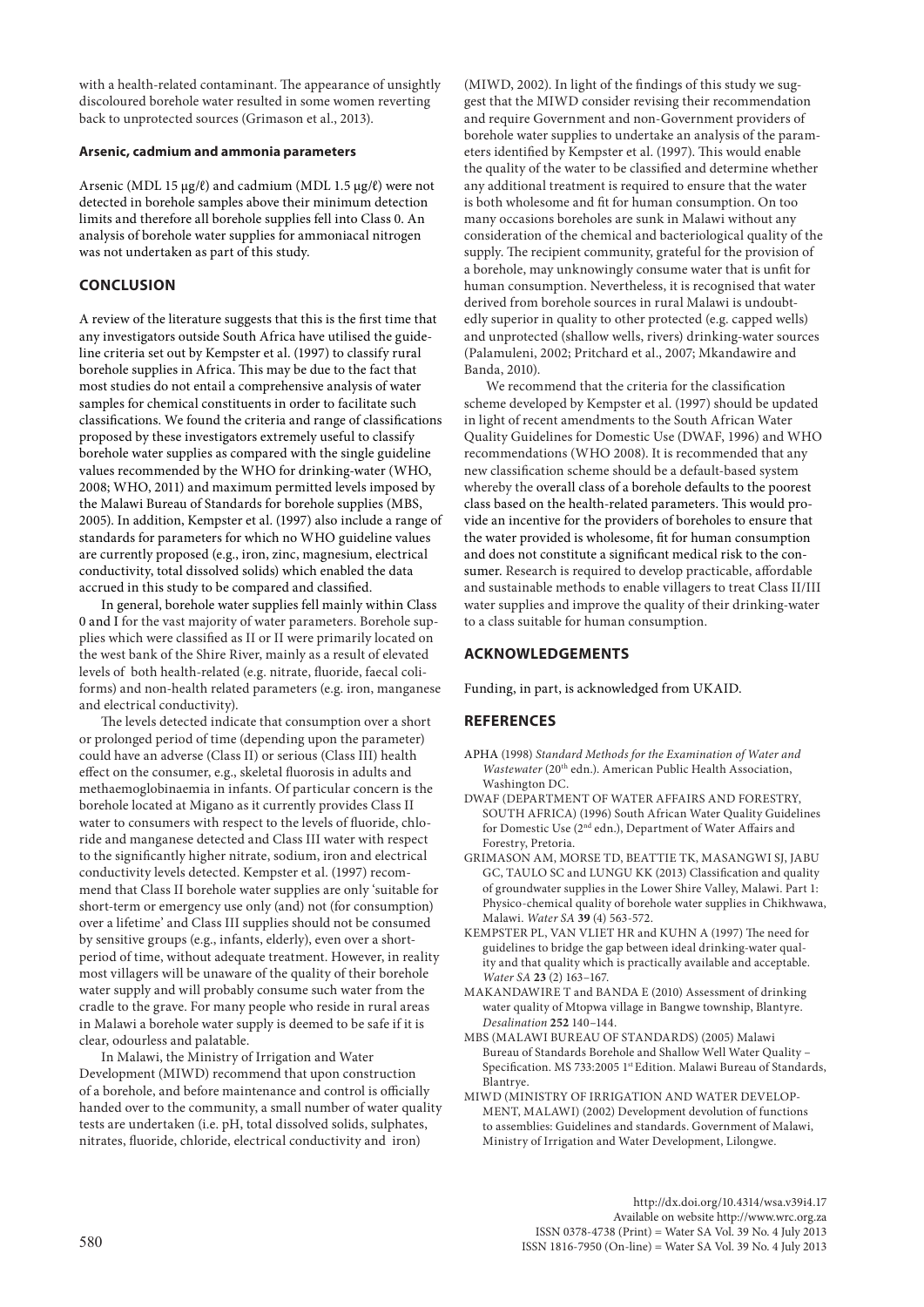with a health-related contaminant. The appearance of unsightly discoloured borehole water resulted in some women reverting back to unprotected sources (Grimason et al., 2013).

#### Arsenic, cadmium and ammonia parameters

Arsenic (MDL 15 μg/ℓ) and cadmium (MDL 1.5 μg/ℓ) were not detected in borehole samples above their minimum detection limits and therefore all borehole supplies fell into Class 0. An analysis of borehole water supplies for ammoniacal nitrogen was not undertaken as part of this study.

## CONCLUSION

A review of the literature suggests that this is the first time that any investigators outside South Africa have utilised the guideline criteria set out by Kempster et al. (1997) to classify rural borehole supplies in Africa. This may be due to the fact that most studies do not entail a comprehensive analysis of water samples for chemical constituents in order to facilitate such classifications. We found the criteria and range of classifications proposed by these investigators extremely useful to classify borehole water supplies as compared with the single guideline values recommended by the WHO for drinking-water (WHO, 2008; WHO, 2011) and maximum permitted levels imposed by the Malawi Bureau of Standards for borehole supplies (MBS, 2005). In addition, Kempster et al. (1997) also include a range of standards for parameters for which no WHO guideline values are currently proposed (e.g., iron, zinc, magnesium, electrical conductivity, total dissolved solids) which enabled the data accrued in this study to be compared and classified.

In general, borehole water supplies fell mainly within Class 0 and I for the vast majority of water parameters. Borehole supplies which were classified as II or II were primarily located on the west bank of the Shire River, mainly as a result of elevated levels of both health-related (e.g. nitrate, fluoride, faecal coliforms) and non-health related parameters (e.g. iron, manganese and electrical conductivity).

The levels detected indicate that consumption over a short or prolonged period of time (depending upon the parameter) could have an adverse (Class II) or serious (Class III) health effect on the consumer, e.g., skeletal fluorosis in adults and methaemoglobinaemia in infants. Of particular concern is the borehole located at Migano as it currently provides Class II water to consumers with respect to the levels of fluoride, chloride and manganese detected and Class III water with respect to the significantly higher nitrate, sodium, iron and electrical conductivity levels detected. Kempster et al. (1997) recommend that Class II borehole water supplies are only 'suitable for short-term or emergency use only (and) not (for consumption) over a lifetime' and Class III supplies should not be consumed by sensitive groups (e.g., infants, elderly), even over a short-period of time, without adequate treatment. However, in reality most villagers will be unaware of the quality of their borehole water supply and will probably consume such water from the cradle to the grave. For many people who reside in rural areas in Malawi a borehole water supply is deemed to be safe if it is clear, odourless and palatable.

In Malawi, the Ministry of Irrigation and Water Development (MIWD) recommend that upon construction of a borehole, and before maintenance and control is officially handed over to the community, a small number of water quality tests are undertaken (i.e. pH, total dissolved solids, sulphates, nitrates, fluoride, chloride, electrical conductivity and iron) (MIWD, 2002). In light of the findings of this study we suggest that the MIWD consider revising their recommendation and require Government and non-Government providers of borehole water supplies to undertake an analysis of the parameters identified by Kempster et al. (1997). This would enable the quality of the water to be classified and determine whether any additional treatment is required to ensure that the water is both wholesome and fit for human consumption. On too many occasions boreholes are sunk in Malawi without any consideration of the chemical and bacteriological quality of the supply. The recipient community, grateful for the provision of a borehole, may unknowingly consume water that is unfit for human consumption. Nevertheless, it is recognised that water derived from borehole sources in rural Malawi is undoubtedly superior in quality to other protected (e.g. capped wells) and unprotected (shallow wells, rivers) drinking-water sources (Palamuleni, 2002; Pritchard et al., 2007; Mkandawire and Banda, 2010).

We recommend that the criteria for the classification scheme developed by Kempster et al. (1997) should be updated in light of recent amendments to the South African Water Quality Guidelines for Domestic Use (DWAF, 1996) and WHO recommendations (WHO 2008). It is recommended that any new classification scheme should be a default-based system whereby the overall class of a borehole defaults to the poorest class based on the health-related parameters. This would provide an incentive for the providers of boreholes to ensure that the water provided is wholesome, fit for human consumption and does not constitute a significant medical risk to the consumer. Research is required to develop practicable, affordable and sustainable methods to enable villagers to treat Class II/III water supplies and improve the quality of their drinking-water to a class suitable for human consumption.

## ACKNOWLEDGEMENTS

Funding, in part, is acknowledged from UKAID.

## REFERENCES

APHA (1998) *Standard Methods for the Examination of Water and Wastewater* (20th edn.). American Public Health Association, Washington DC.

DWAF (DEPARTMENT OF WATER AFFAIRS AND FORESTRY, SOUTH AFRICA) (1996) South African Water Quality Guidelines for Domestic Use (2nd edn.), Department of Water Affairs and Forestry, Pretoria.

GRIMASON AM, MORSE TD, BEATTIE TK, MASANGWI SJ, JABU GC, TAULO SC and LUNGU KK (2013) Classification and quality of groundwater supplies in the Lower Shire Valley, Malawi. Part 1: Physico-chemical quality of borehole water supplies in Chikhwawa, Malawi. *Water SA* **39** (4) 563-572.

KEMPSTER PL, VAN VLIET HR and KUHN A (1997) The need for guidelines to bridge the gap between ideal drinking-water quality and that quality which is practically available and acceptable. *Water SA* **23** (2) 163–167.

MAKANDAWIRE T and BANDA E (2010) Assessment of drinking water quality of Mtopwa village in Bangwe township, Blantyre. *Desalination* **252** 140–144.

MBS (MALAWI BUREAU OF STANDARDS) (2005) Malawi Bureau of Standards Borehole and Shallow Well Water Quality – Specification. MS 733:2005 1st Edition. Malawi Bureau of Standards, Blantrye.

MIWD (MINISTRY OF IRRIGATION AND WATER DEVELOPMENT, MALAWI) (2002) Development devolution of functions to assemblies: Guidelines and standards. Government of Malawi, Ministry of Irrigation and Water Development, Lilongwe.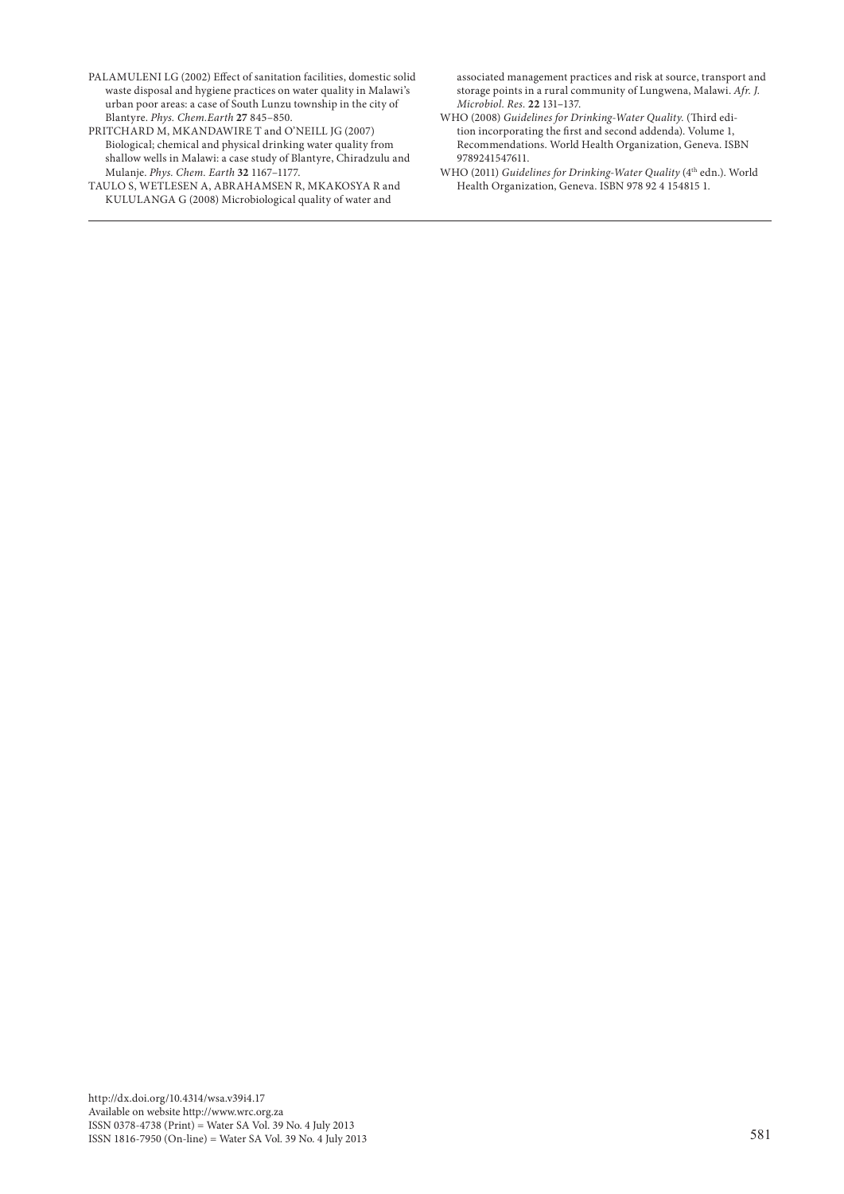PALAMULENI LG (2002) Effect of sanitation facilities, domestic solid waste disposal and hygiene practices on water quality in Malawi's urban poor areas: a case of South Lunzu township in the city of Blantyre. *Phys. Chem.Earth* **27** 845–850.

PRITCHARD M, MKANDAWIRE T and O'NEILL JG (2007) Biological; chemical and physical drinking water quality from shallow wells in Malawi: a case study of Blantyre, Chiradzulu and Mulanje. *Phys. Chem. Earth* **32** 1167–1177.

TAULO S, WETLESEN A, ABRAHAMSEN R, MKAKOSYA R and KULULANGA G (2008) Microbiological quality of water and associated management practices and risk at source, transport and storage points in a rural community of Lungwena, Malawi. *Afr. J. Microbiol. Res.* **22** 131–137.

WHO (2008) *Guidelines for Drinking-Water Quality.* (Third edition incorporating the first and second addenda). Volume 1, Recommendations. World Health Organization, Geneva. ISBN 9789241547611.

WHO (2011) *Guidelines for Drinking-Water Quality* (4th edn.). World Health Organization, Geneva. ISBN 978 92 4 154815 1.